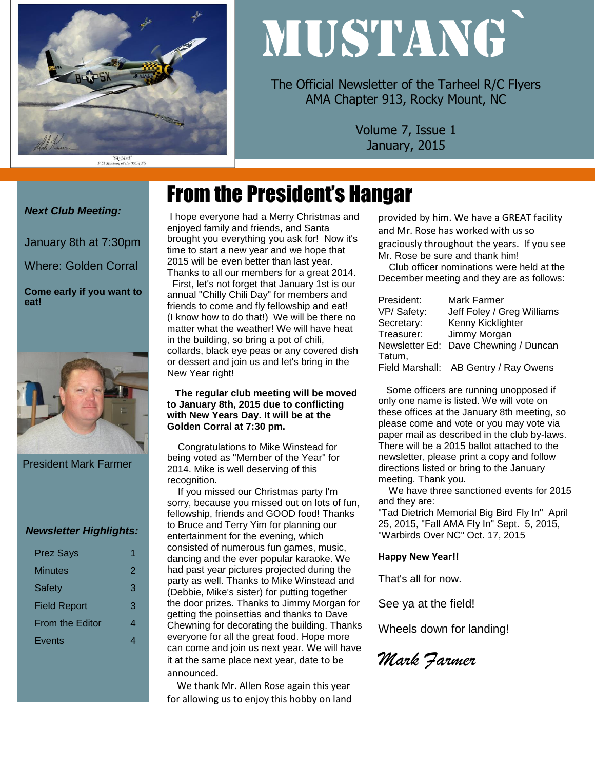# MUSTANG`

The Official Newsletter of the Tarheel R/C Flyers
AMA Chapter 913, Rocky Mount, NC

Volume 7, Issue 1
January, 2015

***Next Club Meeting:***

January 8th at 7:30pm

Where: Golden Corral

**Come early if you want to eat!**

President Mark Farmer

***Newsletter Highlights:***

| | |
|---|---|
| Prez Says | 1 |
| Minutes | 2 |
| Safety | 3 |
| Field Report | 3 |
| From the Editor | 4 |
| Events | 4 |

## From the President's Hangar

I hope everyone had a Merry Christmas and enjoyed family and friends, and Santa brought you everything you ask for! Now it's time to start a new year and we hope that 2015 will be even better than last year. Thanks to all our members for a great 2014.

First, let's not forget that January 1st is our annual "Chilly Chili Day" for members and friends to come and fly fellowship and eat! (I know how to do that!) We will be there no matter what the weather! We will have heat in the building, so bring a pot of chili, collards, black eye peas or any covered dish or dessert and join us and let's bring in the New Year right!

**The regular club meeting will be moved to January 8th, 2015 due to conflicting with New Years Day. It will be at the Golden Corral at 7:30 pm.**

Congratulations to Mike Winstead for being voted as "Member of the Year" for 2014. Mike is well deserving of this recognition.

If you missed our Christmas party I'm sorry, because you missed out on lots of fun, fellowship, friends and GOOD food! Thanks to Bruce and Terry Yim for planning our entertainment for the evening, which consisted of numerous fun games, music, dancing and the ever popular karaoke. We had past year pictures projected during the party as well. Thanks to Mike Winstead and (Debbie, Mike's sister) for putting together the door prizes. Thanks to Jimmy Morgan for getting the poinsettias and thanks to Dave Chewning for decorating the building. Thanks everyone for all the great food. Hope more can come and join us next year. We will have it at the same place next year, date to be announced.

We thank Mr. Allen Rose again this year for allowing us to enjoy this hobby on land provided by him. We have a GREAT facility and Mr. Rose has worked with us so graciously throughout the years. If you see Mr. Rose be sure and thank him!

Club officer nominations were held at the December meeting and they are as follows:

| | |
|---|---|
| President: | Mark Farmer |
| VP/ Safety: | Jeff Foley / Greg Williams |
| Secretary: | Kenny Kicklighter |
| Treasurer: | Jimmy Morgan |
| Newsletter Ed: | Dave Chewning / Duncan Tatum, |
| Field Marshall: | AB Gentry / Ray Owens |

Some officers are running unopposed if only one name is listed. We will vote on these offices at the January 8th meeting, so please come and vote or you may vote via paper mail as described in the club by-laws. There will be a 2015 ballot attached to the newsletter, please print a copy and follow directions listed or bring to the January meeting. Thank you.

We have three sanctioned events for 2015 and they are:
"Tad Dietrich Memorial Big Bird Fly In" April 25, 2015, "Fall AMA Fly In" Sept. 5, 2015, "Warbirds Over NC" Oct. 17, 2015

**Happy New Year!!**

That's all for now.

See ya at the field!

Wheels down for landing!

*Mark Farmer*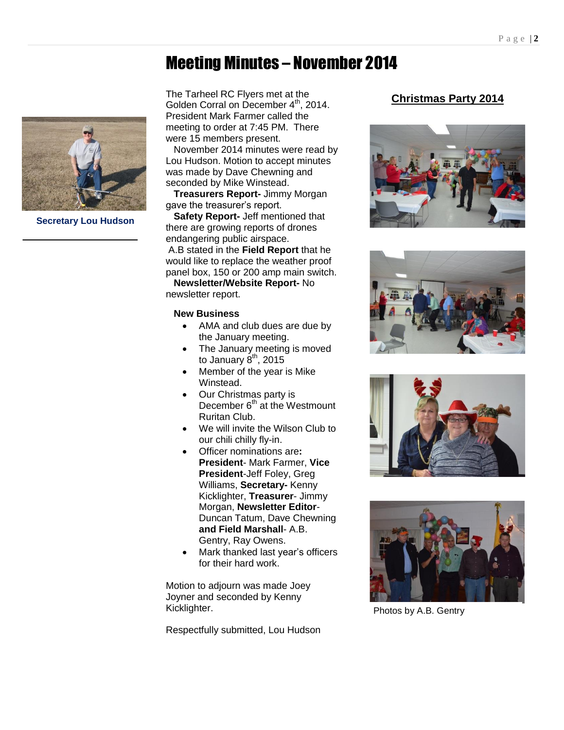# Meeting Minutes – November 2014

Secretary Lou Hudson

The Tarheel RC Flyers met at the Golden Corral on December 4th, 2014. President Mark Farmer called the meeting to order at 7:45 PM. There were 15 members present.

November 2014 minutes were read by Lou Hudson. Motion to accept minutes was made by Dave Chewning and seconded by Mike Winstead.

**Treasurers Report-** Jimmy Morgan gave the treasurer's report.

**Safety Report-** Jeff mentioned that there are growing reports of drones endangering public airspace.

A.B stated in the **Field Report** that he would like to replace the weather proof panel box, 150 or 200 amp main switch.

**Newsletter/Website Report-** No newsletter report.

**New Business**

- AMA and club dues are due by the January meeting.
- The January meeting is moved to January 8th, 2015
- Member of the year is Mike Winstead.
- Our Christmas party is December 6th at the Westmount Ruritan Club.
- We will invite the Wilson Club to our chili chilly fly-in.
- Officer nominations are**:** **President**- Mark Farmer, **Vice President**-Jeff Foley, Greg Williams, **Secretary-** Kenny Kicklighter, **Treasurer**- Jimmy Morgan, **Newsletter Editor**- Duncan Tatum, Dave Chewning **and Field Marshall**- A.B. Gentry, Ray Owens.
- Mark thanked last year's officers for their hard work.

Motion to adjourn was made Joey Joyner and seconded by Kenny Kicklighter.

Respectfully submitted, Lou Hudson

## Christmas Party 2014

Photos by A.B. Gentry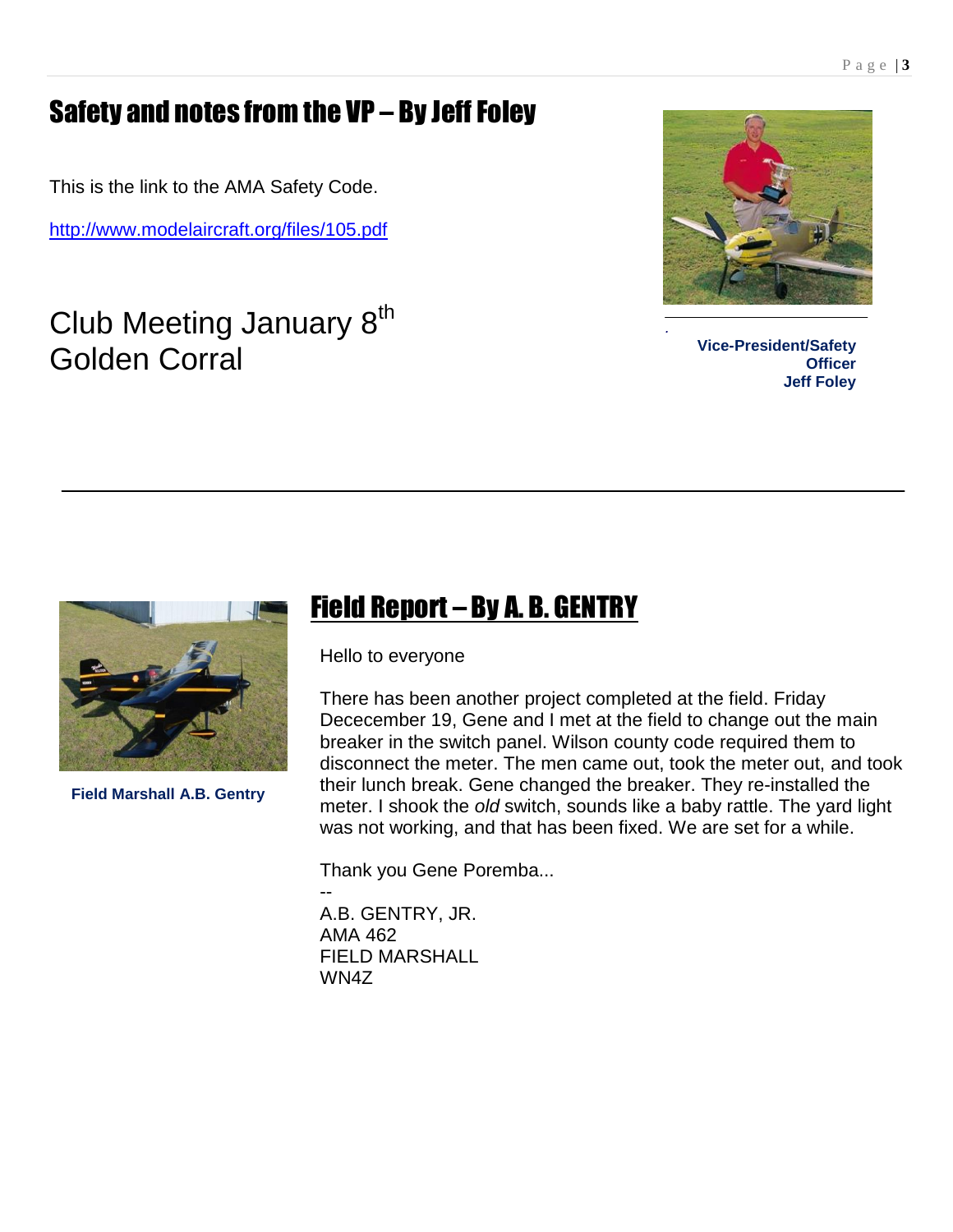## Safety and notes from the VP – By Jeff Foley

This is the link to the AMA Safety Code.

http://www.modelaircraft.org/files/105.pdf

Club Meeting January 8th
Golden Corral

**Vice-President/Safety Officer**
**Jeff Foley**

---

## Field Report – By A. B. GENTRY

**Field Marshall A.B. Gentry**

Hello to everyone

There has been another project completed at the field. Friday Dececember 19, Gene and I met at the field to change out the main breaker in the switch panel. Wilson county code required them to disconnect the meter. The men came out, took the meter out, and took their lunch break. Gene changed the breaker. They re-installed the meter. I shook the *old* switch, sounds like a baby rattle. The yard light was not working, and that has been fixed. We are set for a while.

Thank you Gene Poremba...

--
A.B. GENTRY, JR.
AMA 462
FIELD MARSHALL
WN4Z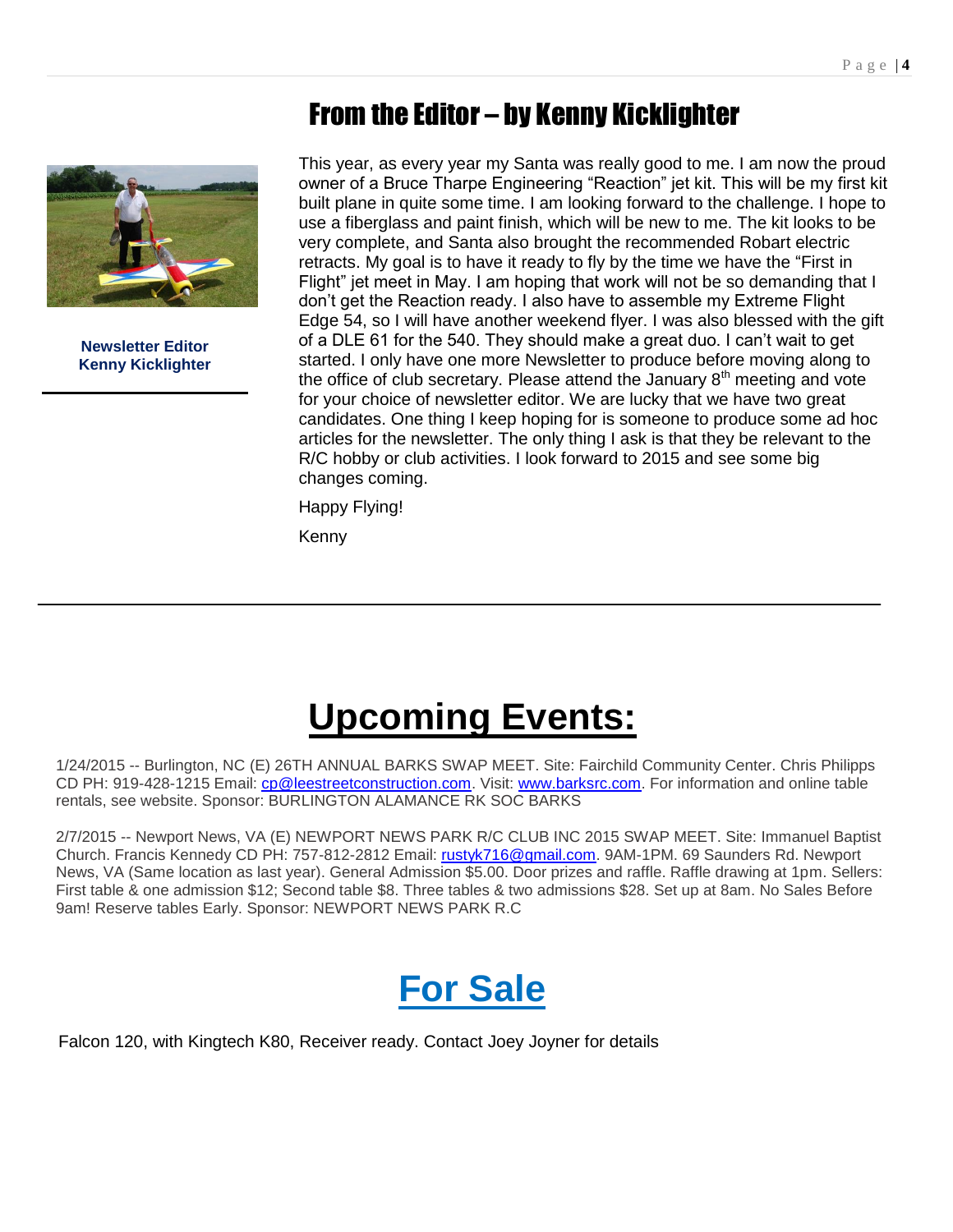# From the Editor – by Kenny Kicklighter

**Newsletter Editor**
**Kenny Kicklighter**

This year, as every year my Santa was really good to me. I am now the proud owner of a Bruce Tharpe Engineering "Reaction" jet kit. This will be my first kit built plane in quite some time. I am looking forward to the challenge. I hope to use a fiberglass and paint finish, which will be new to me. The kit looks to be very complete, and Santa also brought the recommended Robart electric retracts. My goal is to have it ready to fly by the time we have the "First in Flight" jet meet in May. I am hoping that work will not be so demanding that I don't get the Reaction ready. I also have to assemble my Extreme Flight Edge 54, so I will have another weekend flyer. I was also blessed with the gift of a DLE 61 for the 540. They should make a great duo. I can't wait to get started. I only have one more Newsletter to produce before moving along to the office of club secretary. Please attend the January 8th meeting and vote for your choice of newsletter editor. We are lucky that we have two great candidates. One thing I keep hoping for is someone to produce some ad hoc articles for the newsletter. The only thing I ask is that they be relevant to the R/C hobby or club activities. I look forward to 2015 and see some big changes coming.

Happy Flying!

Kenny

# Upcoming Events:

1/24/2015 -- Burlington, NC (E) 26TH ANNUAL BARKS SWAP MEET. Site: Fairchild Community Center. Chris Philipps CD PH: 919-428-1215 Email: cp@leestreetconstruction.com. Visit: www.barksrc.com. For information and online table rentals, see website. Sponsor: BURLINGTON ALAMANCE RK SOC BARKS

2/7/2015 -- Newport News, VA (E) NEWPORT NEWS PARK R/C CLUB INC 2015 SWAP MEET. Site: Immanuel Baptist Church. Francis Kennedy CD PH: 757-812-2812 Email: rustyk716@gmail.com. 9AM-1PM. 69 Saunders Rd. Newport News, VA (Same location as last year). General Admission $5.00. Door prizes and raffle. Raffle drawing at 1pm. Sellers: First table & one admission $12; Second table $8. Three tables & two admissions $28. Set up at 8am. No Sales Before 9am! Reserve tables Early. Sponsor: NEWPORT NEWS PARK R.C

# For Sale

Falcon 120, with Kingtech K80, Receiver ready. Contact Joey Joyner for details